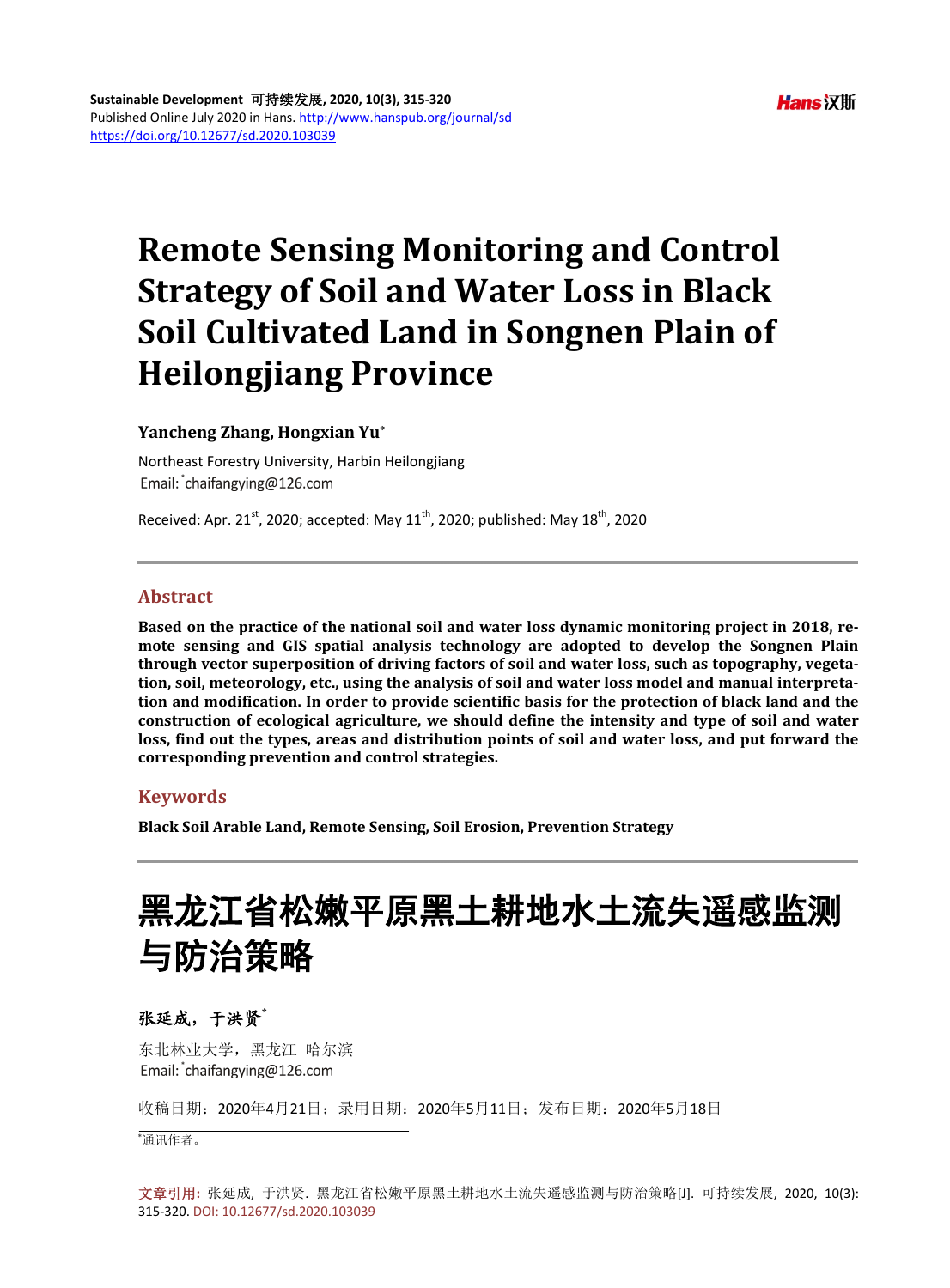Sustainable Development 可持续发展, 2020, 10(3), 315-320
Published Online July 2020 in Hans. http://www.hanspub.org/journal/sd
https://doi.org/10.12677/sd.2020.103039

# Remote Sensing Monitoring and Control Strategy of Soil and Water Loss in Black Soil Cultivated Land in Songnen Plain of Heilongjiang Province

**Yancheng Zhang, Hongxian Yu***

Northeast Forestry University, Harbin Heilongjiang
Email: *chaifangying@126.com

Received: Apr. 21st, 2020; accepted: May 11th, 2020; published: May 18th, 2020

## Abstract

**Based on the practice of the national soil and water loss dynamic monitoring project in 2018, remote sensing and GIS spatial analysis technology are adopted to develop the Songnen Plain through vector superposition of driving factors of soil and water loss, such as topography, vegetation, soil, meteorology, etc., using the analysis of soil and water loss model and manual interpretation and modification. In order to provide scientific basis for the protection of black land and the construction of ecological agriculture, we should define the intensity and type of soil and water loss, find out the types, areas and distribution points of soil and water loss, and put forward the corresponding prevention and control strategies.**

## Keywords

**Black Soil Arable Land, Remote Sensing, Soil Erosion, Prevention Strategy**

# 黑龙江省松嫩平原黑土耕地水土流失遥感监测与防治策略

**张延成，于洪贤***

东北林业大学，黑龙江 哈尔滨
Email: *chaifangying@126.com

收稿日期：2020年4月21日；录用日期：2020年5月11日；发布日期：2020年5月18日

*通讯作者。

文章引用: 张延成, 于洪贤. 黑龙江省松嫩平原黑土耕地水土流失遥感监测与防治策略[J]. 可持续发展, 2020, 10(3): 315-320. DOI: 10.12677/sd.2020.103039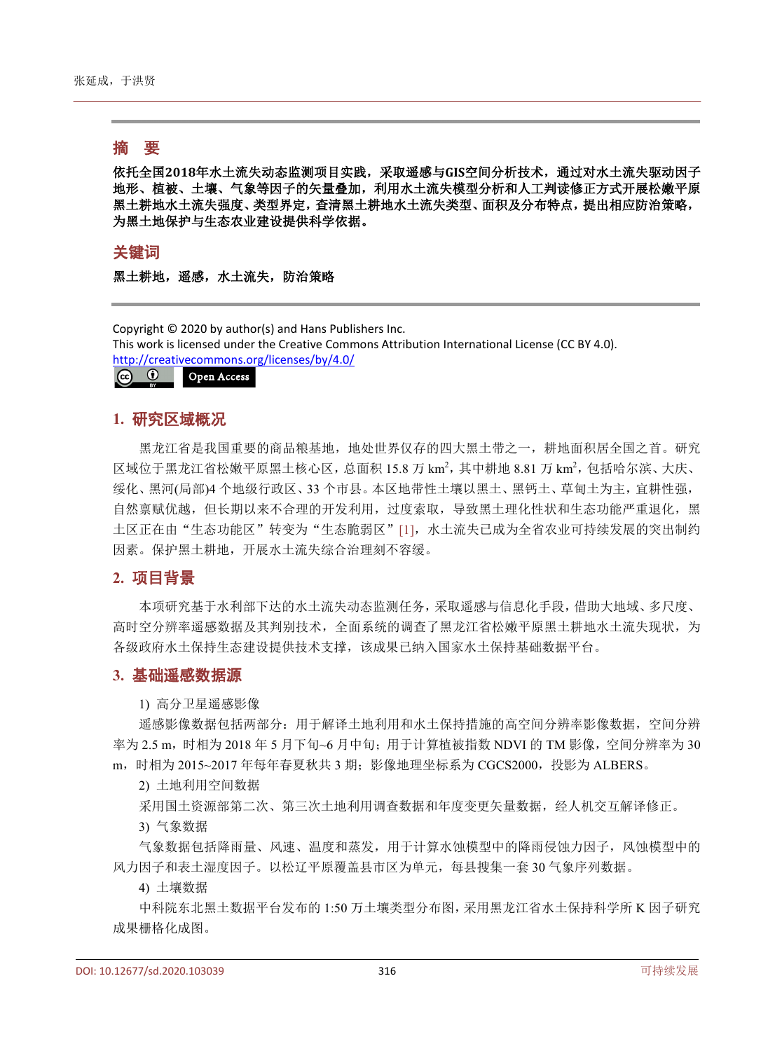## 摘　要

**依托全国2018年水土流失动态监测项目实践，采取遥感与GIS空间分析技术，通过对水土流失驱动因子地形、植被、土壤、气象等因子的矢量叠加，利用水土流失模型分析和人工判读修正方式开展松嫩平原黑土耕地水土流失强度、类型界定，查清黑土耕地水土流失类型、面积及分布特点，提出相应防治策略，为黑土地保护与生态农业建设提供科学依据。**

## 关键词

**黑土耕地，遥感，水土流失，防治策略**

Copyright © 2020 by author(s) and Hans Publishers Inc.
This work is licensed under the Creative Commons Attribution International License (CC BY 4.0).
http://creativecommons.org/licenses/by/4.0/

Open Access

## 1. 研究区域概况

黑龙江省是我国重要的商品粮基地，地处世界仅存的四大黑土带之一，耕地面积居全国之首。研究区域位于黑龙江省松嫩平原黑土核心区，总面积 15.8 万 $km^2$，其中耕地 8.81 万 $km^2$，包括哈尔滨、大庆、绥化、黑河(局部)4 个地级行政区、33 个市县。本区地带性土壤以黑土、黑钙土、草甸土为主，宜耕性强，自然禀赋优越，但长期以来不合理的开发利用，过度索取，导致黑土理化性状和生态功能严重退化，黑土区正在由“生态功能区”转变为“生态脆弱区”[1]，水土流失已成为全省农业可持续发展的突出制约因素。保护黑土耕地，开展水土流失综合治理刻不容缓。

## 2. 项目背景

本项研究基于水利部下达的水土流失动态监测任务，采取遥感与信息化手段，借助大地域、多尺度、高时空分辨率遥感数据及其判别技术，全面系统的调查了黑龙江省松嫩平原黑土耕地水土流失现状，为各级政府水土保持生态建设提供技术支撑，该成果已纳入国家水土保持基础数据平台。

## 3. 基础遥感数据源

1) 高分卫星遥感影像

遥感影像数据包括两部分：用于解译土地利用和水土保持措施的高空间分辨率影像数据，空间分辨率为 2.5 m，时相为 2018 年 5 月下旬~6 月中旬；用于计算植被指数 NDVI 的 TM 影像，空间分辨率为 30 m，时相为 2015~2017 年每年春夏秋共 3 期；影像地理坐标系为 CGCS2000，投影为 ALBERS。

2) 土地利用空间数据

采用国土资源部第二次、第三次土地利用调查数据和年度变更矢量数据，经人机交互解译修正。

3) 气象数据

气象数据包括降雨量、风速、温度和蒸发，用于计算水蚀模型中的降雨侵蚀力因子，风蚀模型中的风力因子和表土湿度因子。以松辽平原覆盖县市区为单元，每县搜集一套 30 气象序列数据。

4) 土壤数据

中科院东北黑土数据平台发布的 1:50 万土壤类型分布图，采用黑龙江省水土保持科学所 K 因子研究成果栅格化成图。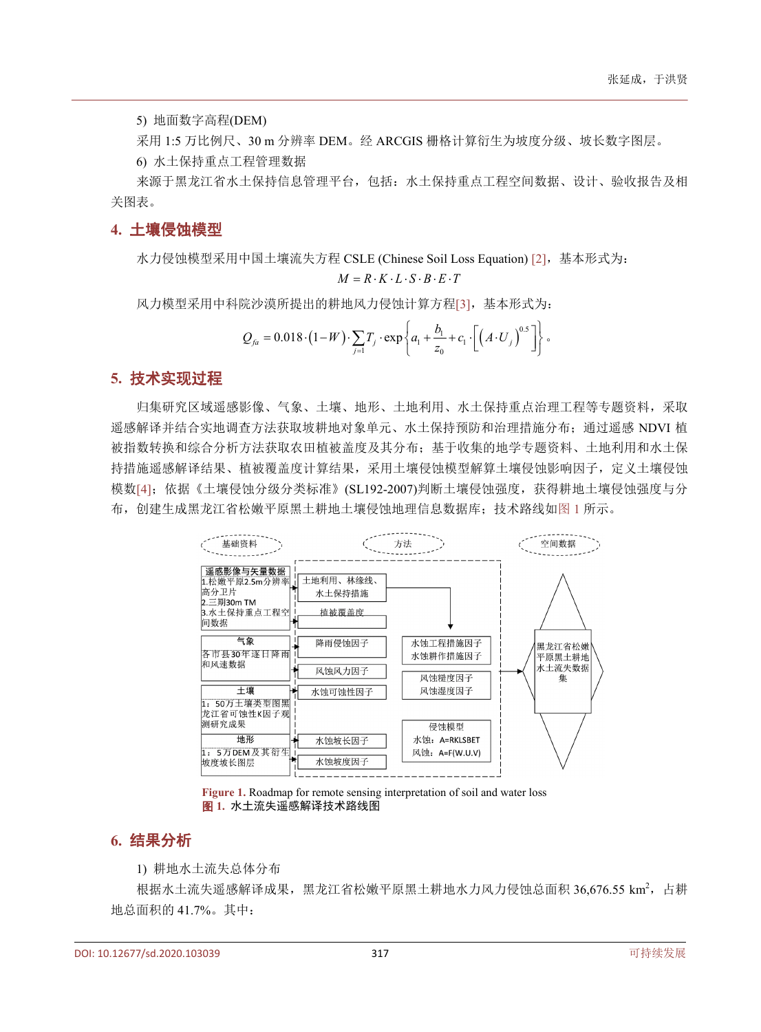5) 地面数字高程(DEM)

采用 1:5 万比例尺、30 m 分辨率 DEM。经 ARCGIS 栅格计算衍生为坡度分级、坡长数字图层。

6) 水土保持重点工程管理数据

来源于黑龙江省水土保持信息管理平台，包括：水土保持重点工程空间数据、设计、验收报告及相关图表。

## 4. 土壤侵蚀模型

水力侵蚀模型采用中国土壤流失方程 CSLE (Chinese Soil Loss Equation) [2]，基本形式为：

$$M = R \cdot K \cdot L \cdot S \cdot B \cdot E \cdot T$$

风力模型采用中科院沙漠所提出的耕地风力侵蚀计算方程[3]，基本形式为：

$$Q_{fa} = 0.018 \cdot (1 - W) \cdot \sum_{j=1} T_j \cdot \exp\left\{ a_1 + \frac{b_1}{z_0} + c_1 \cdot \left[ \left( A \cdot U_j \right)^{0.5} \right] \right\}。$$

## 5. 技术实现过程

归集研究区域遥感影像、气象、土壤、地形、土地利用、水土保持重点治理工程等专题资料，采取遥感解译并结合实地调查方法获取坡耕地对象单元、水土保持预防和治理措施分布；通过遥感 NDVI 植被指数转换和综合分析方法获取农田植被盖度及其分布；基于收集的地学专题资料、土地利用和水土保持措施遥感解译结果、植被覆盖度计算结果，采用土壤侵蚀模型解算土壤侵蚀影响因子，定义土壤侵蚀模数[4]；依据《土壤侵蚀分级分类标准》(SL192-2007)判断土壤侵蚀强度，获得耕地土壤侵蚀强度与分布，创建生成黑龙江省松嫩平原黑土耕地土壤侵蚀地理信息数据库；技术路线如图 1 所示。

**Figure 1.** Roadmap for remote sensing interpretation of soil and water loss
**图 1.** 水土流失遥感解译技术路线图

## 6. 结果分析

1) 耕地水土流失总体分布

根据水土流失遥感解译成果，黑龙江省松嫩平原黑土耕地水力风力侵蚀总面积 36,676.55 km$^2$，占耕地总面积的 41.7%。其中：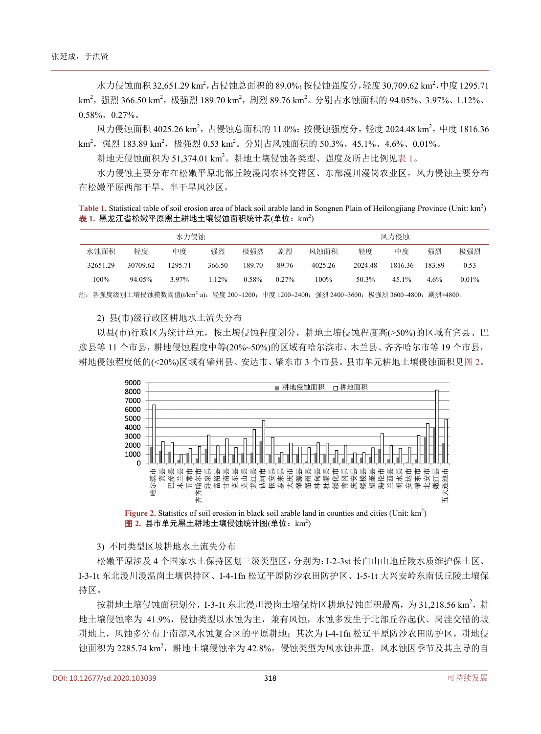水力侵蚀面积 32,651.29 km$^2$，占侵蚀总面积的 89.0%；按侵蚀强度分，轻度 30,709.62 km$^2$，中度 1295.71 km$^2$，强烈 366.50 km$^2$，极强烈 189.70 km$^2$，剧烈 89.76 km$^2$。分别占水蚀面积的 94.05%、3.97%、1.12%、0.58%、0.27%。

风力侵蚀面积 4025.26 km$^2$，占侵蚀总面积的 11.0%；按侵蚀强度分，轻度 2024.48 km$^2$，中度 1816.36 km$^2$，强烈 183.89 km$^2$，极强烈 0.53 km$^2$。分别占风蚀面积的 50.3%、45.1%、4.6%、0.01%。

耕地无侵蚀面积为 51,374.01 km$^2$。耕地土壤侵蚀各类型、强度及所占比例见表 1。

水力侵蚀主要分布在松嫩平原北部丘陵漫岗农林交错区、东部漫川漫岗农业区，风力侵蚀主要分布在松嫩平原西部干旱、半干旱风沙区。

**Table 1.** Statistical table of soil erosion area of black soil arable land in Songnen Plain of Heilongjiang Province (Unit: km$^2$)
**表 1. 黑龙江省松嫩平原黑土耕地土壤侵蚀面积统计表(单位：km$^2$)**

| 水力侵蚀 | | | | | | 风力侵蚀 | | | | |
|---|---|---|---|---|---|---|---|---|---|---|
| 水蚀面积 | 轻度 | 中度 | 强烈 | 极强烈 | 剧烈 | 风蚀面积 | 轻度 | 中度 | 强烈 | 极强烈 |
| 32651.29 | 30709.62 | 1295.71 | 366.50 | 189.70 | 89.76 | 4025.26 | 2024.48 | 1816.36 | 183.89 | 0.53 |
| 100% | 94.05% | 3.97% | 1.12% | 0.58% | 0.27% | 100% | 50.3% | 45.1% | 4.6% | 0.01% |

注：各强度级别土壤侵蚀模数阈值(t/km$^2$·a)：轻度 200~1200；中度 1200~2400；强烈 2400~3600；极强烈 3600~4800；剧烈>4800。

2) 县(市)级行政区耕地水土流失分布

以县(市)行政区为统计单元，按土壤侵蚀程度划分，耕地土壤侵蚀程度高(>50%)的区域有宾县、巴彦县等 11 个市县，耕地侵蚀程度中等(20%~50%)的区域有哈尔滨市、木兰县、齐齐哈尔市等 19 个市县，耕地侵蚀程度低的(<20%)区域有肇州县、安达市、肇东市 3 个市县。县市单元耕地土壤侵蚀面积见图 2。

**Figure 2.** Statistics of soil erosion in black soil arable land in counties and cities (Unit: km$^2$)
**图 2. 县市单元黑土耕地土壤侵蚀统计图(单位：km$^2$)**

3) 不同类型区坡耕地水土流失分布

松嫩平原涉及 4 个国家水土保持区划三级类型区，分别为：I-2-3st 长白山山地丘陵水质维护保土区、I-3-1t 东北漫川漫温岗土壤保持区、I-4-1fn 松辽平原防沙农田防护区、I-5-1t 大兴安岭东南低丘陵土壤保持区。

按耕地土壤侵蚀面积划分，I-3-1t 东北漫川漫岗土壤保持区耕地侵蚀面积最高，为 31,218.56 km$^2$，耕地土壤侵蚀率为 41.9%，侵蚀类型以水蚀为主，兼有风蚀，水蚀多发生于北部丘谷起伏、岗洼交错的坡耕地上，风蚀多分布于南部风水蚀复合区的平原耕地；其次为 I-4-1fn 松辽平原防沙农田防护区，耕地侵蚀面积为 2285.74 km$^2$，耕地土壤侵蚀率为 42.8%，侵蚀类型为风水蚀并重，风水蚀因季节及其主导的自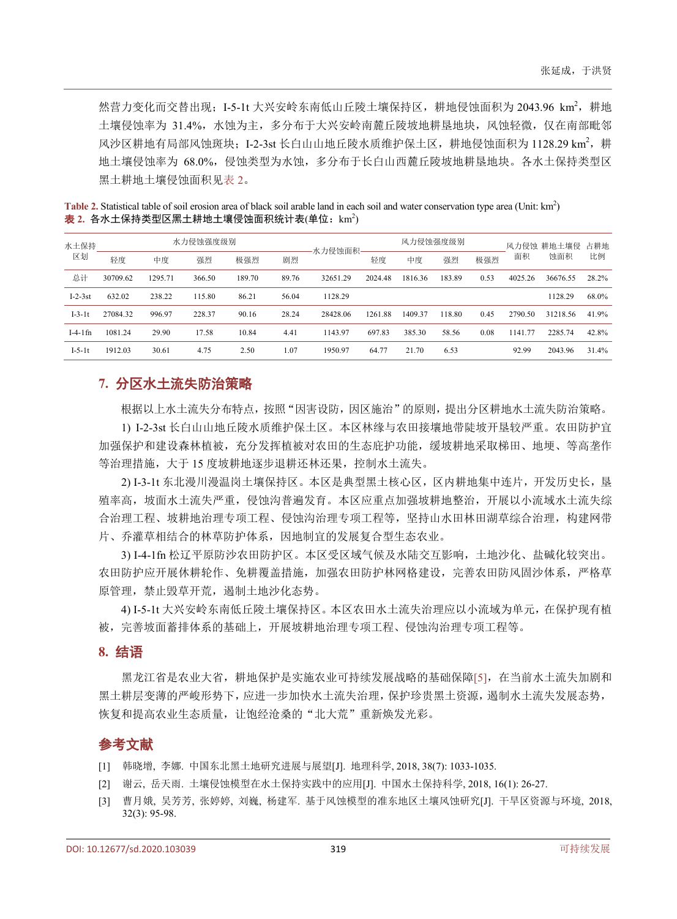然营力变化而交替出现；I-5-1t 大兴安岭东南低山丘陵土壤保持区，耕地侵蚀面积为 2043.96 km$^2$，耕地土壤侵蚀率为 31.4%，水蚀为主，多分布于大兴安岭南麓丘陵坡地耕垦地块，风蚀轻微，仅在南部毗邻风沙区耕地有局部风蚀斑块；I-2-3st 长白山山地丘陵水质维护保土区，耕地侵蚀面积为 1128.29 km$^2$，耕地土壤侵蚀率为 68.0%，侵蚀类型为水蚀，多分布于长白山西麓丘陵坡地耕垦地块。各水土保持类型区黑土耕地土壤侵蚀面积见表 2。

**Table 2.** Statistical table of soil erosion area of black soil arable land in each soil and water conservation type area (Unit: km$^2$)

**表 2.** 各水土保持类型区黑土耕地土壤侵蚀面积统计表(单位：km$^2$)

| 水土保持区划 | 水力侵蚀强度级别 | | | | | 水力侵蚀面积 | 风力侵蚀强度级别 | | | | 风力侵蚀面积 | 耕地土壤侵蚀面积 | 占耕地比例 |
|---|---|---|---|---|---|---|---|---|---|---|---|---|---|
| | 轻度 | 中度 | 强烈 | 极强烈 | 剧烈 | | 轻度 | 中度 | 强烈 | 极强烈 | | | |
| 总计 | 30709.62 | 1295.71 | 366.50 | 189.70 | 89.76 | 32651.29 | 2024.48 | 1816.36 | 183.89 | 0.53 | 4025.26 | 36676.55 | 28.2% |
| I-2-3st | 632.02 | 238.22 | 115.80 | 86.21 | 56.04 | 1128.29 | | | | | | 1128.29 | 68.0% |
| I-3-1t | 27084.32 | 996.97 | 228.37 | 90.16 | 28.24 | 28428.06 | 1261.88 | 1409.37 | 118.80 | 0.45 | 2790.50 | 31218.56 | 41.9% |
| I-4-1fn | 1081.24 | 29.90 | 17.58 | 10.84 | 4.41 | 1143.97 | 697.83 | 385.30 | 58.56 | 0.08 | 1141.77 | 2285.74 | 42.8% |
| I-5-1t | 1912.03 | 30.61 | 4.75 | 2.50 | 1.07 | 1950.97 | 64.77 | 21.70 | 6.53 | | 92.99 | 2043.96 | 31.4% |

## 7. 分区水土流失防治策略

根据以上水土流失分布特点，按照“因害设防，因区施治”的原则，提出分区耕地水土流失防治策略。

1) I-2-3st 长白山山地丘陵水质维护保土区。本区林缘与农田接壤地带陡坡开垦较严重。农田防护宜加强保护和建设森林植被，充分发挥植被对农田的生态庇护功能，缓坡耕地采取梯田、地埂、等高垄作等治理措施，大于 15 度坡耕地逐步退耕还林还果，控制水土流失。

2) I-3-1t 东北漫川漫温岗土壤保持区。本区是典型黑土核心区，区内耕地集中连片，开发历史长，垦殖率高，坡面水土流失严重，侵蚀沟普遍发育。本区应重点加强坡耕地整治，开展以小流域水土流失综合治理工程、坡耕地治理专项工程、侵蚀沟治理专项工程等，坚持山水田林田湖草综合治理，构建网带片、乔灌草相结合的林草防护体系，因地制宜的发展复合型生态农业。

3) I-4-1fn 松辽平原防沙农田防护区。本区受区域气候及水陆交互影响，土地沙化、盐碱化较突出。农田防护应开展休耕轮作、免耕覆盖措施，加强农田防护林网格建设，完善农田防风固沙体系，严格草原管理，禁止毁草开荒，遏制土地沙化态势。

4) I-5-1t 大兴安岭东南低丘陵土壤保持区。本区农田水土流失治理应以小流域为单元，在保护现有植被，完善坡面蓄排体系的基础上，开展坡耕地治理专项工程、侵蚀沟治理专项工程等。

## 8. 结语

黑龙江省是农业大省，耕地保护是实施农业可持续发展战略的基础保障[5]，在当前水土流失加剧和黑土耕层变薄的严峻形势下，应进一步加快水土流失治理，保护珍贵黑土资源，遏制水土流失发展态势，恢复和提高农业生态质量，让饱经沧桑的“北大荒”重新焕发光彩。

## 参考文献

[1] 韩晓增, 李娜. 中国东北黑土地研究进展与展望[J]. 地理科学, 2018, 38(7): 1033-1035.

[2] 谢云, 岳天雨. 土壤侵蚀模型在水土保持实践中的应用[J]. 中国水土保持科学, 2018, 16(1): 26-27.

[3] 曹月娥, 吴芳芳, 张婷婷, 刘巍, 杨建军. 基于风蚀模型的准东地区土壤风蚀研究[J]. 干旱区资源与环境, 2018, 32(3): 95-98.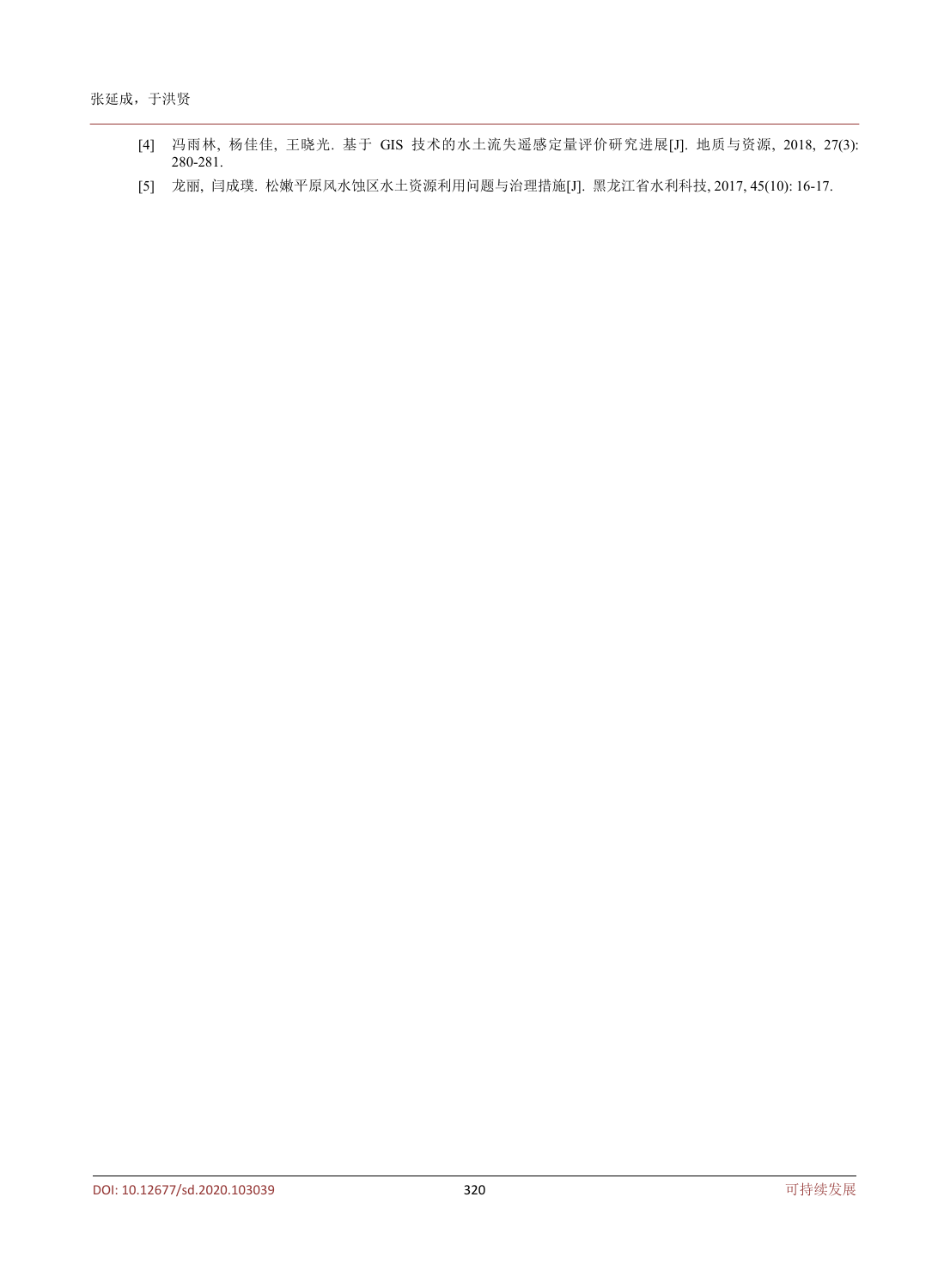[4] 冯雨林, 杨佳佳, 王晓光. 基于 GIS 技术的水土流失遥感定量评价研究进展[J]. 地质与资源, 2018, 27(3): 280-281.

[5] 龙丽, 闫成璞. 松嫩平原风水蚀区水土资源利用问题与治理措施[J]. 黑龙江省水利科技, 2017, 45(10): 16-17.